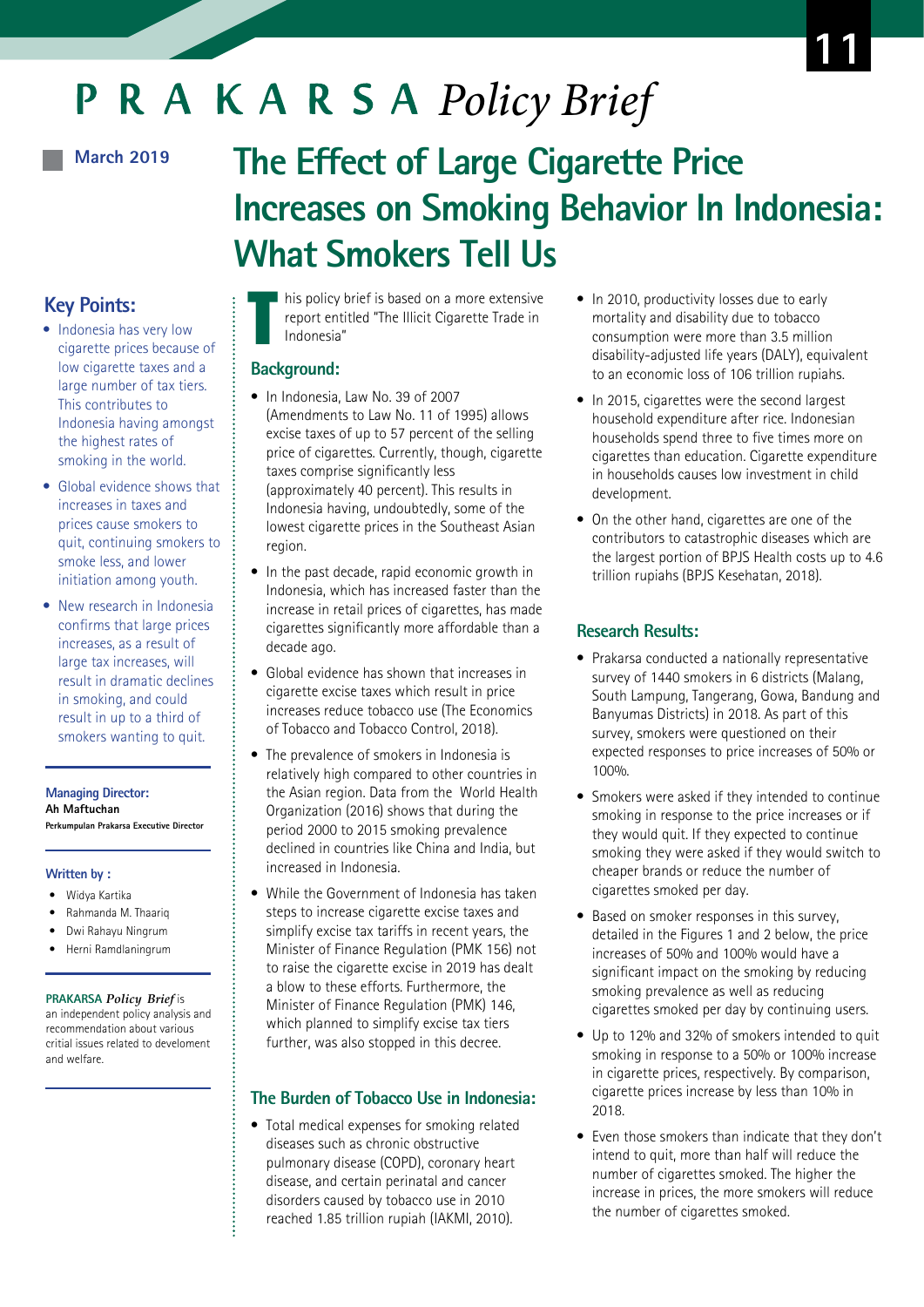# PRAKARSA *Policy Brief*

11

March 2019

# The Effect of Large Cigarette Price Increases on Smoking Behavior In Indonesia: What Smokers Tell Us

## Key Points:

- Indonesia has very low cigarette prices because of low cigarette taxes and a large number of tax tiers. This contributes to Indonesia having amongst the highest rates of smoking in the world.
- Global evidence shows that increases in taxes and prices cause smokers to quit, continuing smokers to smoke less, and lower initiation among youth.
- New research in Indonesia confirms that large prices increases, as a result of large tax increases, will result in dramatic declines in smoking, and could result in up to a third of smokers wanting to quit.

**Managing Director:**
**Ah Maftuchan**
**Perkumpulan Prakarsa Executive Director**

**Written by :**

- Widya Kartika
- Rahmanda M. Thaariq
- Dwi Rahayu Ningrum
- Herni Ramdlaningrum

**PRAKARSA** ***Policy Brief*** is an independent policy analysis and recommendation about various critial issues related to develoment and welfare.

This policy brief is based on a more extensive report entitled "The Illicit Cigarette Trade in Indonesia"

## Background:

- In Indonesia, Law No. 39 of 2007 (Amendments to Law No. 11 of 1995) allows excise taxes of up to 57 percent of the selling price of cigarettes. Currently, though, cigarette taxes comprise significantly less (approximately 40 percent). This results in Indonesia having, undoubtedly, some of the lowest cigarette prices in the Southeast Asian region.
- In the past decade, rapid economic growth in Indonesia, which has increased faster than the increase in retail prices of cigarettes, has made cigarettes significantly more affordable than a decade ago.
- Global evidence has shown that increases in cigarette excise taxes which result in price increases reduce tobacco use (The Economics of Tobacco and Tobacco Control, 2018).
- The prevalence of smokers in Indonesia is relatively high compared to other countries in the Asian region. Data from the World Health Organization (2016) shows that during the period 2000 to 2015 smoking prevalence declined in countries like China and India, but increased in Indonesia.
- While the Government of Indonesia has taken steps to increase cigarette excise taxes and simplify excise tax tariffs in recent years, the Minister of Finance Regulation (PMK 156) not to raise the cigarette excise in 2019 has dealt a blow to these efforts. Furthermore, the Minister of Finance Regulation (PMK) 146, which planned to simplify excise tax tiers further, was also stopped in this decree.

## The Burden of Tobacco Use in Indonesia:

- Total medical expenses for smoking related diseases such as chronic obstructive pulmonary disease (COPD), coronary heart disease, and certain perinatal and cancer disorders caused by tobacco use in 2010 reached 1.85 trillion rupiah (IAKMI, 2010).
- In 2010, productivity losses due to early mortality and disability due to tobacco consumption were more than 3.5 million disability-adjusted life years (DALY), equivalent to an economic loss of 106 trillion rupiahs.
- In 2015, cigarettes were the second largest household expenditure after rice. Indonesian households spend three to five times more on cigarettes than education. Cigarette expenditure in households causes low investment in child development.
- On the other hand, cigarettes are one of the contributors to catastrophic diseases which are the largest portion of BPJS Health costs up to 4.6 trillion rupiahs (BPJS Kesehatan, 2018).

## Research Results:

- Prakarsa conducted a nationally representative survey of 1440 smokers in 6 districts (Malang, South Lampung, Tangerang, Gowa, Bandung and Banyumas Districts) in 2018. As part of this survey, smokers were questioned on their expected responses to price increases of 50% or 100%.
- Smokers were asked if they intended to continue smoking in response to the price increases or if they would quit. If they expected to continue smoking they were asked if they would switch to cheaper brands or reduce the number of cigarettes smoked per day.
- Based on smoker responses in this survey, detailed in the Figures 1 and 2 below, the price increases of 50% and 100% would have a significant impact on the smoking by reducing smoking prevalence as well as reducing cigarettes smoked per day by continuing users.
- Up to 12% and 32% of smokers intended to quit smoking in response to a 50% or 100% increase in cigarette prices, respectively. By comparison, cigarette prices increase by less than 10% in 2018.
- Even those smokers than indicate that they don't intend to quit, more than half will reduce the number of cigarettes smoked. The higher the increase in prices, the more smokers will reduce the number of cigarettes smoked.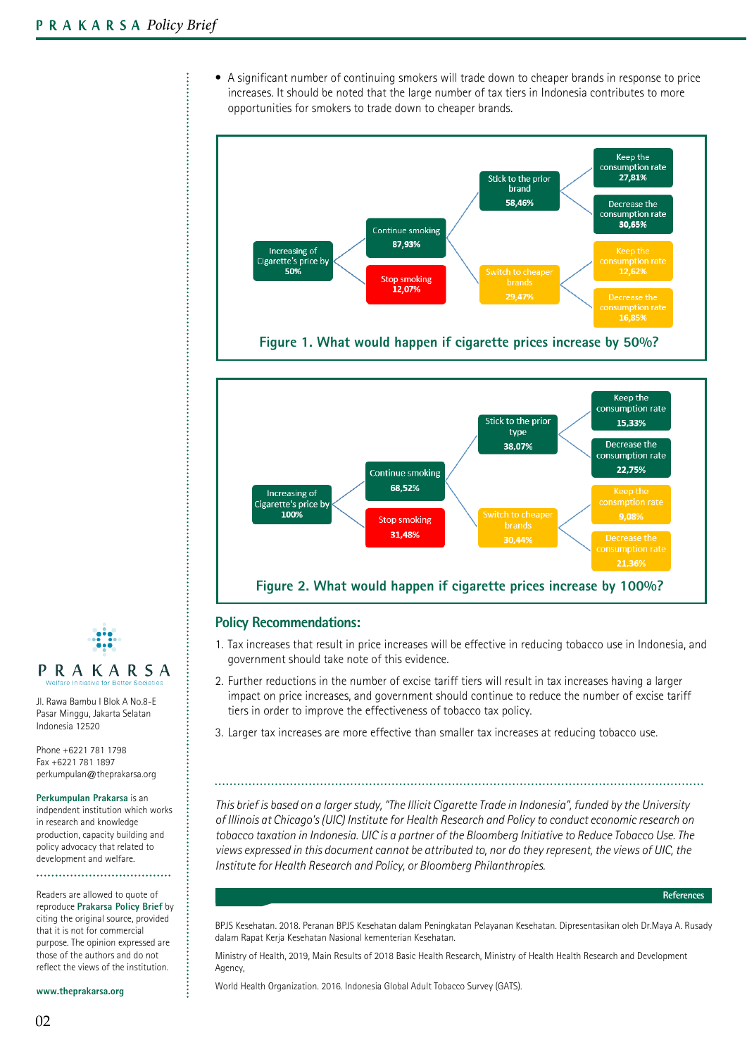- A significant number of continuing smokers will trade down to cheaper brands in response to price increases. It should be noted that the large number of tax tiers in Indonesia contributes to more opportunities for smokers to trade down to cheaper brands.

Increasing of Cigarette's price by 50%

Continue smoking 87,93%

Stop smoking 12,07%

Stick to the prior brand 58,46%

Switch to cheaper brands 29,47%

Keep the consumption rate 27,81%

Decrease the consumption rate 30,65%

Keep the consumption rate 12,62%

Decrease the consumption rate 16,85%

**Figure 1. What would happen if cigarette prices increase by 50%?**

Increasing of Cigarette's price by 100%

Continue smoking 68,52%

Stop smoking 31,48%

Stick to the prior type 38,07%

Switch to cheaper brands 30,44%

Keep the consumption rate 15,33%

Decrease the consumption rate 22,75%

Keep the consumption rate 9,08%

Decrease the consumption rate 21,36%

**Figure 2. What would happen if cigarette prices increase by 100%?**

## Policy Recommendations:

1. Tax increases that result in price increases will be effective in reducing tobacco use in Indonesia, and government should take note of this evidence.
2. Further reductions in the number of excise tariff tiers will result in tax increases having a larger impact on price increases, and government should continue to reduce the number of excise tariff tiers in order to improve the effectiveness of tobacco tax policy.
3. Larger tax increases are more effective than smaller tax increases at reducing tobacco use.

*This brief is based on a larger study, "The Illicit Cigarette Trade in Indonesia", funded by the University of Illinois at Chicago's (UIC) Institute for Health Research and Policy to conduct economic research on tobacco taxation in Indonesia. UIC is a partner of the Bloomberg Initiative to Reduce Tobacco Use. The views expressed in this document cannot be attributed to, nor do they represent, the views of UIC, the Institute for Health Research and Policy, or Bloomberg Philanthropies.*

### References

BPJS Kesehatan. 2018. Peranan BPJS Kesehatan dalam Peningkatan Pelayanan Kesehatan. Dipresentasikan oleh Dr.Maya A. Rusady dalam Rapat Kerja Kesehatan Nasional kementerian Kesehatan.

Ministry of Health, 2019, Main Results of 2018 Basic Health Research, Ministry of Health Health Research and Development Agency,

World Health Organization. 2016. Indonesia Global Adult Tobacco Survey (GATS).

PRAKARSA
Welfare Initiative for Better Societies

Jl. Rawa Bambu I Blok A No.8-E
Pasar Minggu, Jakarta Selatan
Indonesia 12520

Phone +6221 781 1798
Fax +6221 781 1897
perkumpulan@theprakarsa.org

**Perkumpulan Prakarsa** is an indpendent institution which works in research and knowledge production, capacity building and policy advocacy that related to development and welfare.

Readers are allowed to quote of reproduce **Prakarsa Policy Brief** by citing the original source, provided that it is not for commercial purpose. The opinion expressed are those of the authors and do not reflect the views of the institution.

**www.theprakarsa.org**